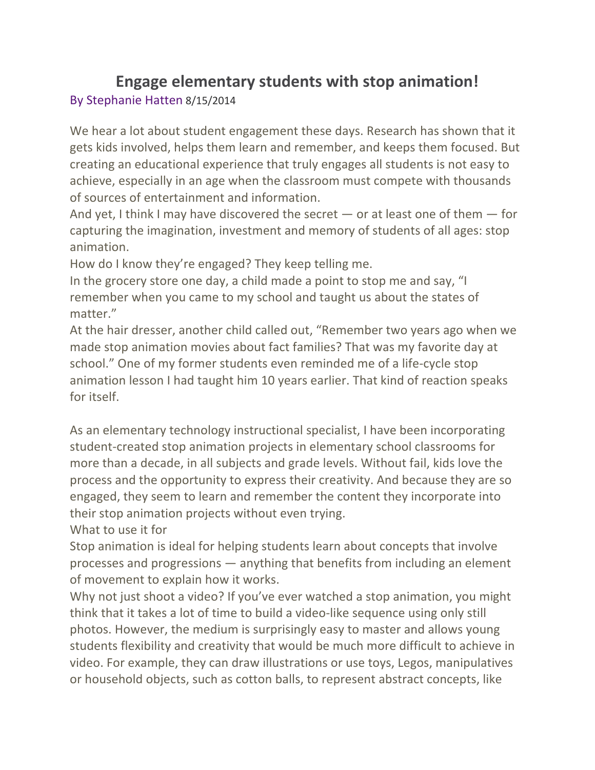# Engage elementary students with stop animation!

By Stephanie Hatten 8/15/2014

We hear a lot about student engagement these days. Research has shown that it gets kids involved, helps them learn and remember, and keeps them focused. But creating an educational experience that truly engages all students is not easy to achieve, especially in an age when the classroom must compete with thousands of sources of entertainment and information.

And yet, I think I may have discovered the secret — or at least one of them — for capturing the imagination, investment and memory of students of all ages: stop animation.

How do I know they're engaged? They keep telling me.

In the grocery store one day, a child made a point to stop me and say, "I remember when you came to my school and taught us about the states of matter."

At the hair dresser, another child called out, "Remember two years ago when we made stop animation movies about fact families? That was my favorite day at school." One of my former students even reminded me of a life-cycle stop animation lesson I had taught him 10 years earlier. That kind of reaction speaks for itself.

As an elementary technology instructional specialist, I have been incorporating student-created stop animation projects in elementary school classrooms for more than a decade, in all subjects and grade levels. Without fail, kids love the process and the opportunity to express their creativity. And because they are so engaged, they seem to learn and remember the content they incorporate into their stop animation projects without even trying.

What to use it for

Stop animation is ideal for helping students learn about concepts that involve processes and progressions — anything that benefits from including an element of movement to explain how it works.

Why not just shoot a video? If you've ever watched a stop animation, you might think that it takes a lot of time to build a video-like sequence using only still photos. However, the medium is surprisingly easy to master and allows young students flexibility and creativity that would be much more difficult to achieve in video. For example, they can draw illustrations or use toys, Legos, manipulatives or household objects, such as cotton balls, to represent abstract concepts, like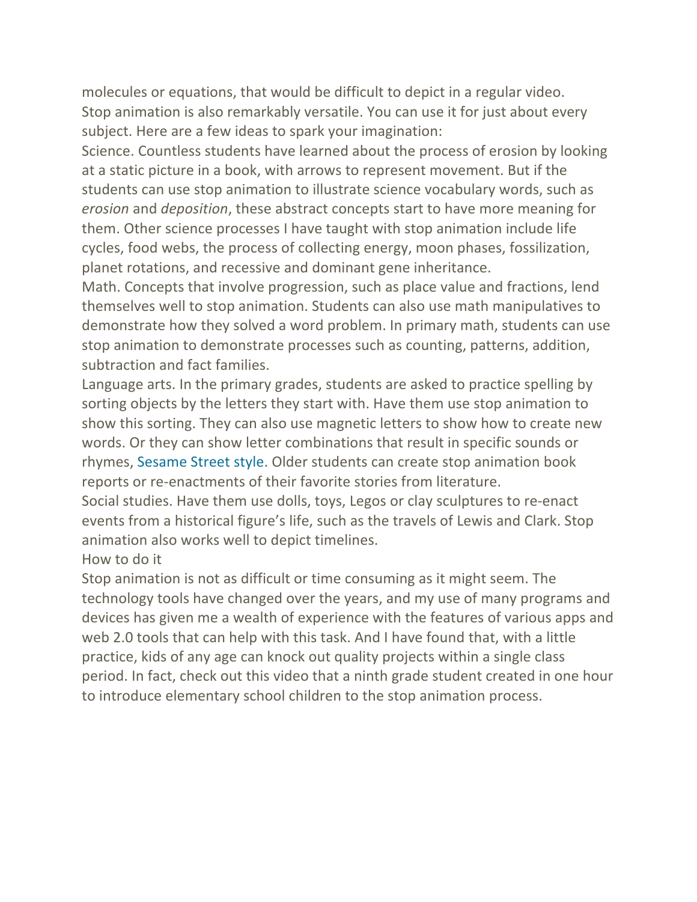molecules or equations, that would be difficult to depict in a regular video.

Stop animation is also remarkably versatile. You can use it for just about every subject. Here are a few ideas to spark your imagination:

Science. Countless students have learned about the process of erosion by looking at a static picture in a book, with arrows to represent movement. But if the students can use stop animation to illustrate science vocabulary words, such as *erosion* and *deposition*, these abstract concepts start to have more meaning for them. Other science processes I have taught with stop animation include life cycles, food webs, the process of collecting energy, moon phases, fossilization, planet rotations, and recessive and dominant gene inheritance.

Math. Concepts that involve progression, such as place value and fractions, lend themselves well to stop animation. Students can also use math manipulatives to demonstrate how they solved a word problem. In primary math, students can use stop animation to demonstrate processes such as counting, patterns, addition, subtraction and fact families.

Language arts. In the primary grades, students are asked to practice spelling by sorting objects by the letters they start with. Have them use stop animation to show this sorting. They can also use magnetic letters to show how to create new words. Or they can show letter combinations that result in specific sounds or rhymes, Sesame Street style. Older students can create stop animation book reports or re-enactments of their favorite stories from literature.

Social studies. Have them use dolls, toys, Legos or clay sculptures to re-enact events from a historical figure's life, such as the travels of Lewis and Clark. Stop animation also works well to depict timelines.

How to do it

Stop animation is not as difficult or time consuming as it might seem. The technology tools have changed over the years, and my use of many programs and devices has given me a wealth of experience with the features of various apps and web 2.0 tools that can help with this task. And I have found that, with a little practice, kids of any age can knock out quality projects within a single class period. In fact, check out this video that a ninth grade student created in one hour to introduce elementary school children to the stop animation process.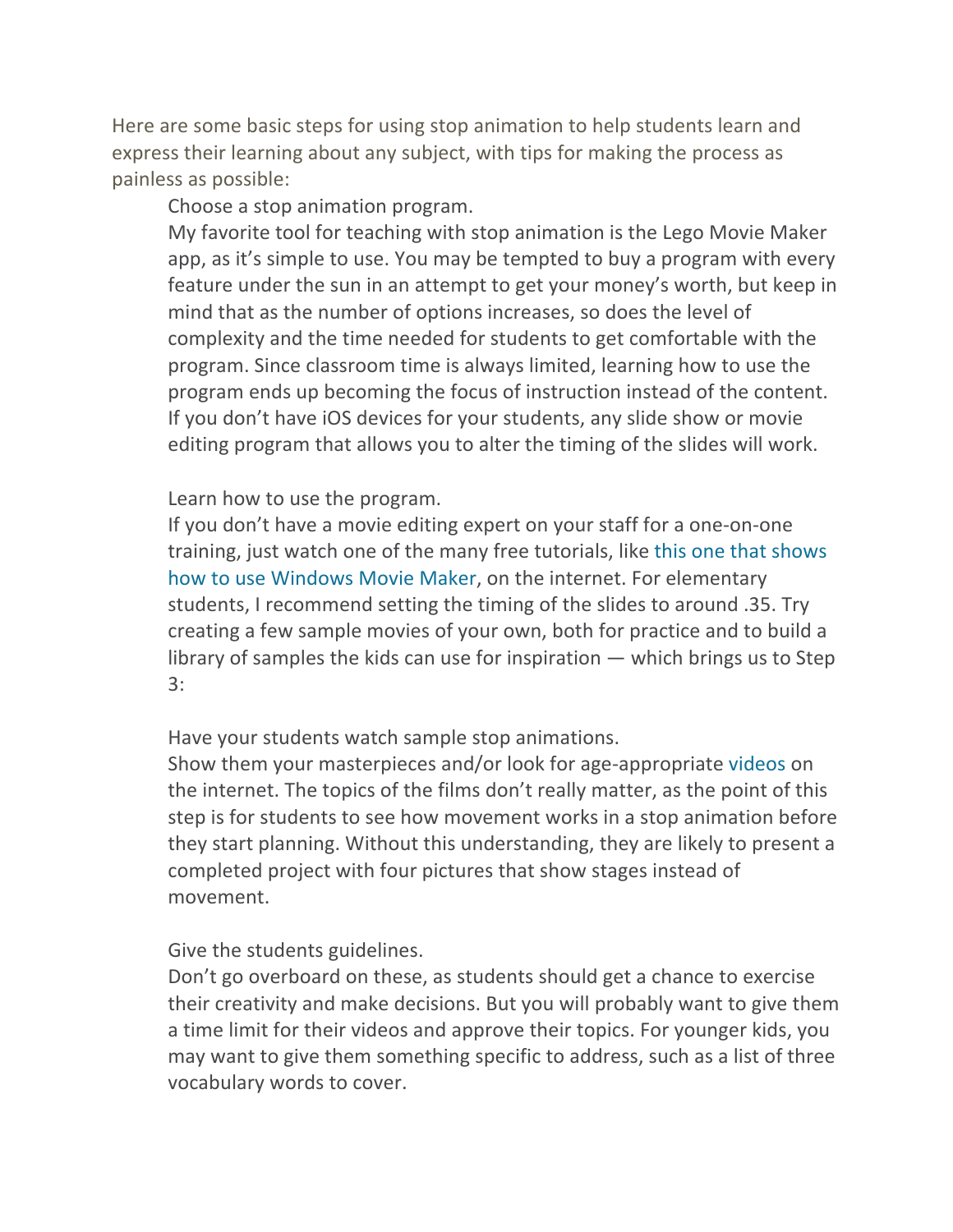Here are some basic steps for using stop animation to help students learn and express their learning about any subject, with tips for making the process as painless as possible:

1. Choose a stop animation program.

   My favorite tool for teaching with stop animation is the Lego Movie Maker app, as it's simple to use. You may be tempted to buy a program with every feature under the sun in an attempt to get your money's worth, but keep in mind that as the number of options increases, so does the level of complexity and the time needed for students to get comfortable with the program. Since classroom time is always limited, learning how to use the program ends up becoming the focus of instruction instead of the content. If you don't have iOS devices for your students, any slide show or movie editing program that allows you to alter the timing of the slides will work.

2. Learn how to use the program.

   If you don't have a movie editing expert on your staff for a one-on-one training, just watch one of the many free tutorials, like this one that shows how to use Windows Movie Maker, on the internet. For elementary students, I recommend setting the timing of the slides to around .35. Try creating a few sample movies of your own, both for practice and to build a library of samples the kids can use for inspiration — which brings us to Step 3:

3. Have your students watch sample stop animations.

   Show them your masterpieces and/or look for age-appropriate videos on the internet. The topics of the films don't really matter, as the point of this step is for students to see how movement works in a stop animation before they start planning. Without this understanding, they are likely to present a completed project with four pictures that show stages instead of movement.

4. Give the students guidelines.

   Don't go overboard on these, as students should get a chance to exercise their creativity and make decisions. But you will probably want to give them a time limit for their videos and approve their topics. For younger kids, you may want to give them something specific to address, such as a list of three vocabulary words to cover.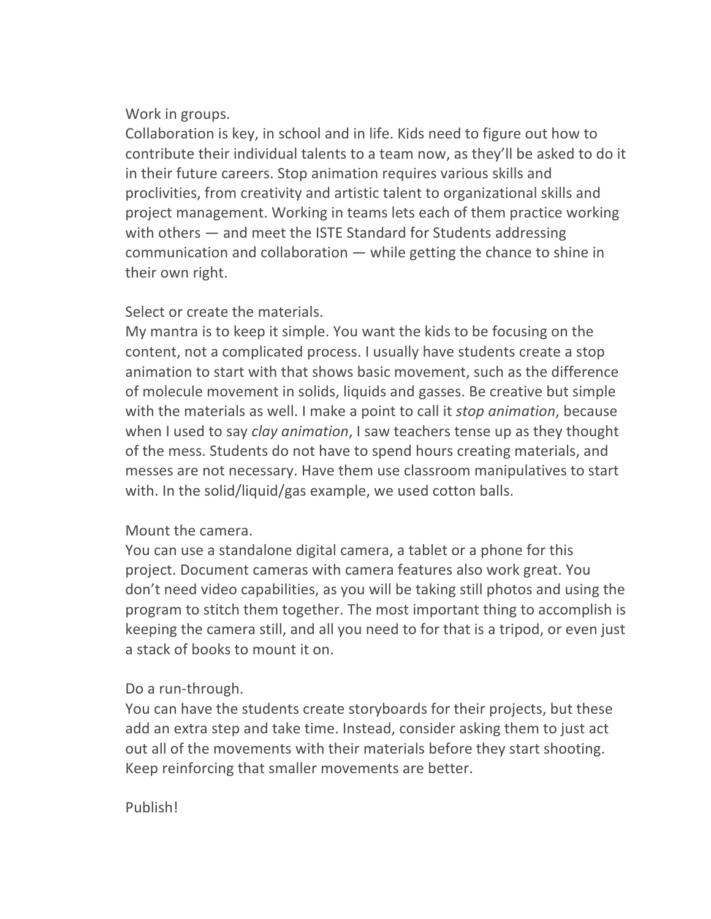Work in groups.

Collaboration is key, in school and in life. Kids need to figure out how to contribute their individual talents to a team now, as they'll be asked to do it in their future careers. Stop animation requires various skills and proclivities, from creativity and artistic talent to organizational skills and project management. Working in teams lets each of them practice working with others — and meet the ISTE Standard for Students addressing communication and collaboration — while getting the chance to shine in their own right.

Select or create the materials.

My mantra is to keep it simple. You want the kids to be focusing on the content, not a complicated process. I usually have students create a stop animation to start with that shows basic movement, such as the difference of molecule movement in solids, liquids and gasses. Be creative but simple with the materials as well. I make a point to call it *stop animation*, because when I used to say *clay animation*, I saw teachers tense up as they thought of the mess. Students do not have to spend hours creating materials, and messes are not necessary. Have them use classroom manipulatives to start with. In the solid/liquid/gas example, we used cotton balls.

Mount the camera.

You can use a standalone digital camera, a tablet or a phone for this project. Document cameras with camera features also work great. You don't need video capabilities, as you will be taking still photos and using the program to stitch them together. The most important thing to accomplish is keeping the camera still, and all you need to for that is a tripod, or even just a stack of books to mount it on.

Do a run-through.

You can have the students create storyboards for their projects, but these add an extra step and take time. Instead, consider asking them to just act out all of the movements with their materials before they start shooting. Keep reinforcing that smaller movements are better.

Publish!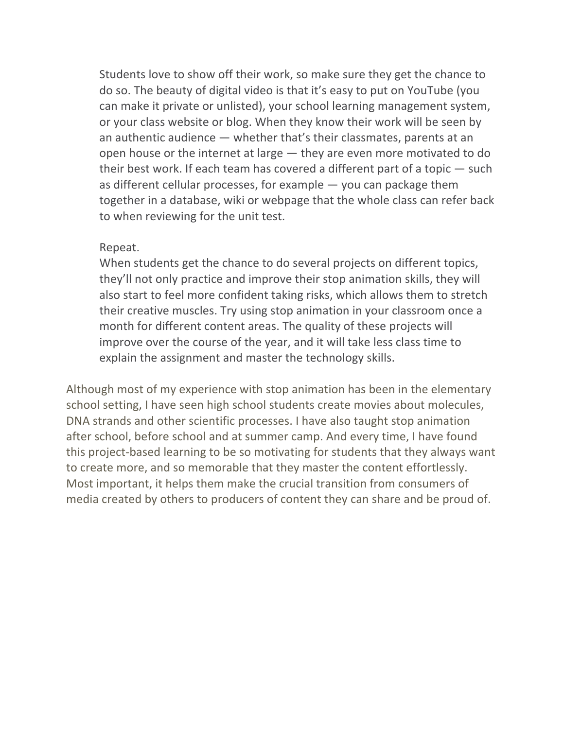Students love to show off their work, so make sure they get the chance to do so. The beauty of digital video is that it's easy to put on YouTube (you can make it private or unlisted), your school learning management system, or your class website or blog. When they know their work will be seen by an authentic audience — whether that's their classmates, parents at an open house or the internet at large — they are even more motivated to do their best work. If each team has covered a different part of a topic — such as different cellular processes, for example — you can package them together in a database, wiki or webpage that the whole class can refer back to when reviewing for the unit test.

Repeat.
When students get the chance to do several projects on different topics, they'll not only practice and improve their stop animation skills, they will also start to feel more confident taking risks, which allows them to stretch their creative muscles. Try using stop animation in your classroom once a month for different content areas. The quality of these projects will improve over the course of the year, and it will take less class time to explain the assignment and master the technology skills.

Although most of my experience with stop animation has been in the elementary school setting, I have seen high school students create movies about molecules, DNA strands and other scientific processes. I have also taught stop animation after school, before school and at summer camp. And every time, I have found this project-based learning to be so motivating for students that they always want to create more, and so memorable that they master the content effortlessly. Most important, it helps them make the crucial transition from consumers of media created by others to producers of content they can share and be proud of.